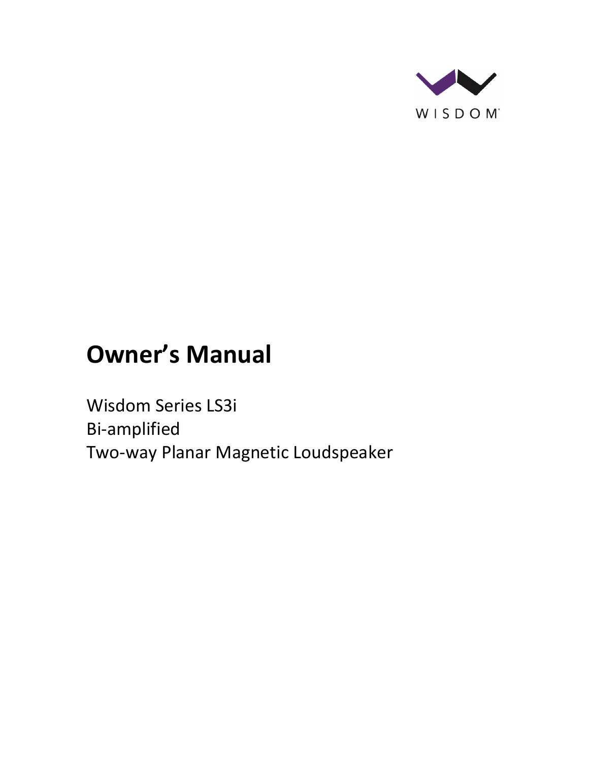WISDOM

# Owner's Manual

Wisdom Series LS3i
Bi-amplified
Two-way Planar Magnetic Loudspeaker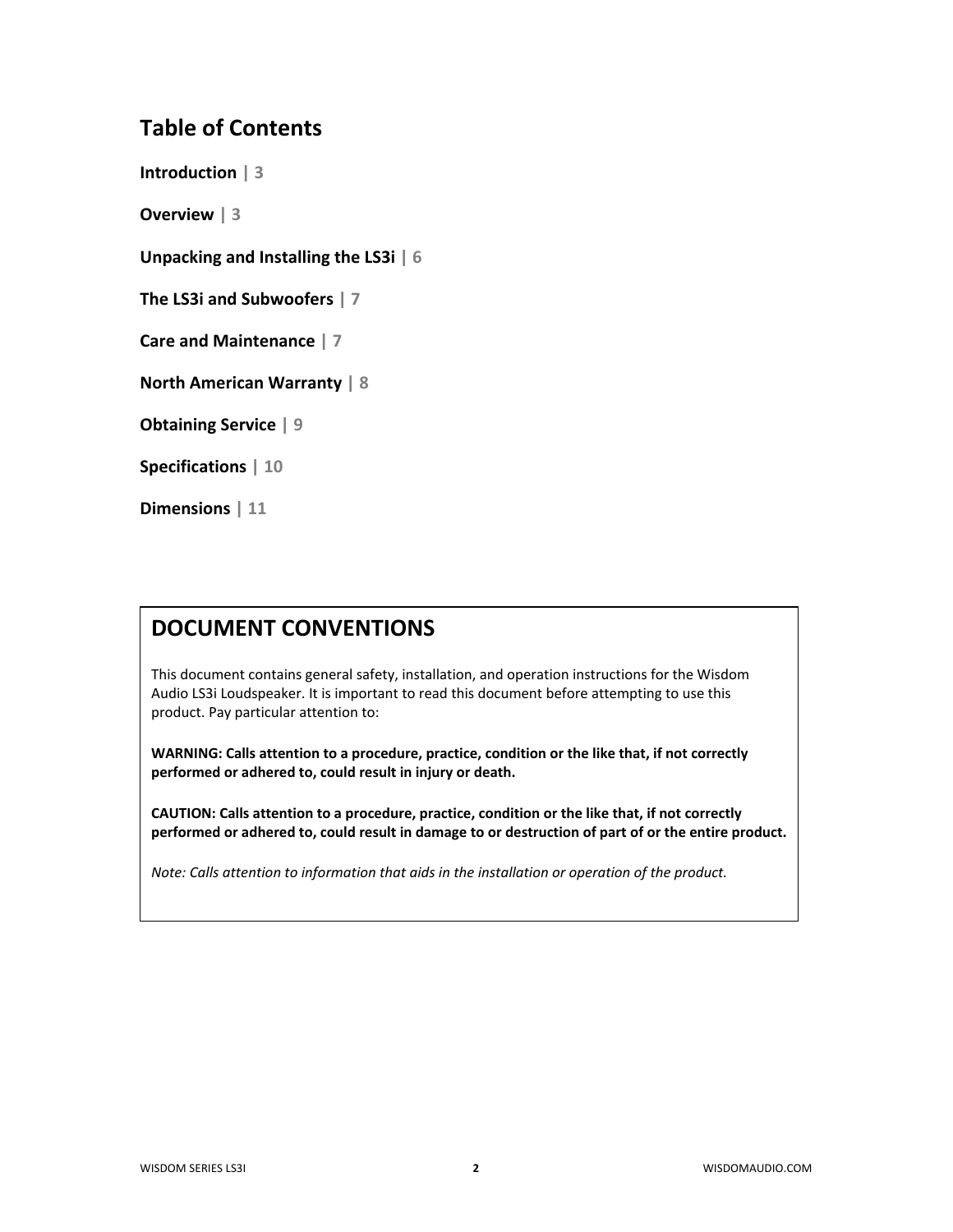## Table of Contents

**Introduction** | 3

**Overview** | 3

**Unpacking and Installing the LS3i** | 6

**The LS3i and Subwoofers** | 7

**Care and Maintenance** | 7

**North American Warranty** | 8

**Obtaining Service** | 9

**Specifications** | 10

**Dimensions** | 11

## DOCUMENT CONVENTIONS

This document contains general safety, installation, and operation instructions for the Wisdom Audio LS3i Loudspeaker. It is important to read this document before attempting to use this product. Pay particular attention to:

**WARNING: Calls attention to a procedure, practice, condition or the like that, if not correctly performed or adhered to, could result in injury or death.**

**CAUTION: Calls attention to a procedure, practice, condition or the like that, if not correctly performed or adhered to, could result in damage to or destruction of part of or the entire product.**

*Note: Calls attention to information that aids in the installation or operation of the product.*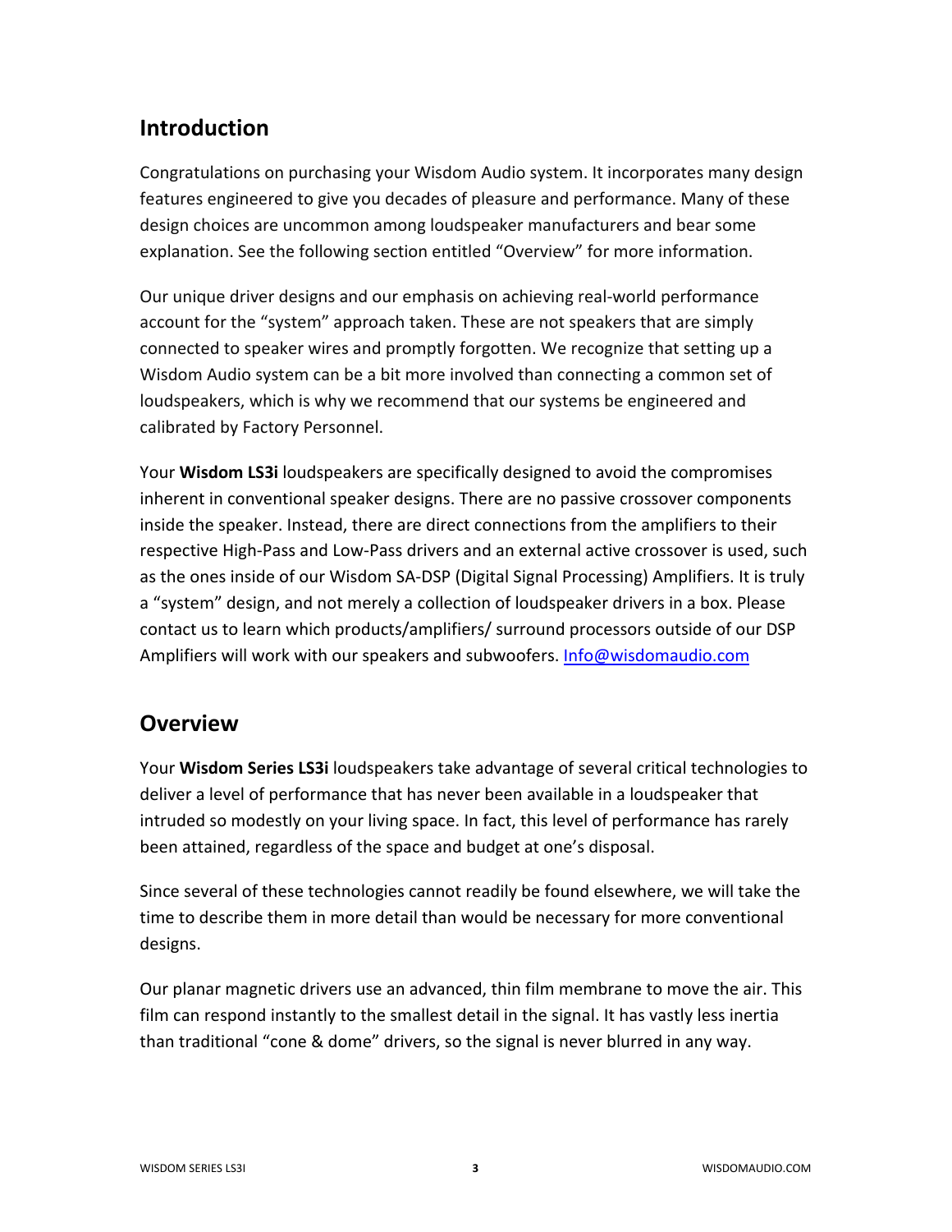## Introduction

Congratulations on purchasing your Wisdom Audio system. It incorporates many design features engineered to give you decades of pleasure and performance. Many of these design choices are uncommon among loudspeaker manufacturers and bear some explanation. See the following section entitled "Overview" for more information.

Our unique driver designs and our emphasis on achieving real-world performance account for the "system" approach taken. These are not speakers that are simply connected to speaker wires and promptly forgotten. We recognize that setting up a Wisdom Audio system can be a bit more involved than connecting a common set of loudspeakers, which is why we recommend that our systems be engineered and calibrated by Factory Personnel.

Your **Wisdom LS3i** loudspeakers are specifically designed to avoid the compromises inherent in conventional speaker designs. There are no passive crossover components inside the speaker. Instead, there are direct connections from the amplifiers to their respective High-Pass and Low-Pass drivers and an external active crossover is used, such as the ones inside of our Wisdom SA-DSP (Digital Signal Processing) Amplifiers. It is truly a "system" design, and not merely a collection of loudspeaker drivers in a box. Please contact us to learn which products/amplifiers/ surround processors outside of our DSP Amplifiers will work with our speakers and subwoofers. [Info@wisdomaudio.com](mailto:Info@wisdomaudio.com)

## Overview

Your **Wisdom Series LS3i** loudspeakers take advantage of several critical technologies to deliver a level of performance that has never been available in a loudspeaker that intruded so modestly on your living space. In fact, this level of performance has rarely been attained, regardless of the space and budget at one's disposal.

Since several of these technologies cannot readily be found elsewhere, we will take the time to describe them in more detail than would be necessary for more conventional designs.

Our planar magnetic drivers use an advanced, thin film membrane to move the air. This film can respond instantly to the smallest detail in the signal. It has vastly less inertia than traditional "cone & dome" drivers, so the signal is never blurred in any way.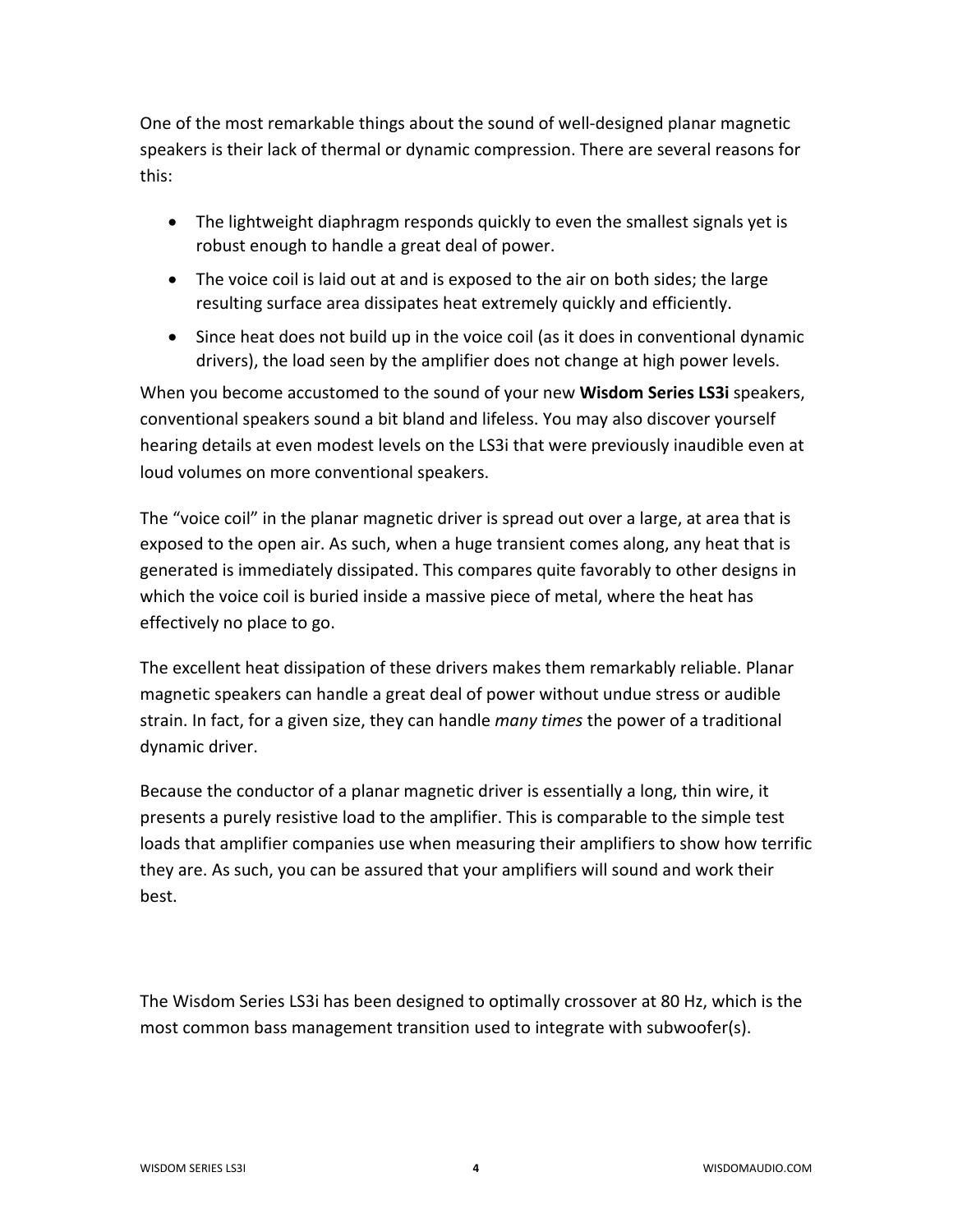One of the most remarkable things about the sound of well-designed planar magnetic speakers is their lack of thermal or dynamic compression. There are several reasons for this:

- The lightweight diaphragm responds quickly to even the smallest signals yet is robust enough to handle a great deal of power.
- The voice coil is laid out at and is exposed to the air on both sides; the large resulting surface area dissipates heat extremely quickly and efficiently.
- Since heat does not build up in the voice coil (as it does in conventional dynamic drivers), the load seen by the amplifier does not change at high power levels.

When you become accustomed to the sound of your new **Wisdom Series LS3i** speakers, conventional speakers sound a bit bland and lifeless. You may also discover yourself hearing details at even modest levels on the LS3i that were previously inaudible even at loud volumes on more conventional speakers.

The "voice coil" in the planar magnetic driver is spread out over a large, at area that is exposed to the open air. As such, when a huge transient comes along, any heat that is generated is immediately dissipated. This compares quite favorably to other designs in which the voice coil is buried inside a massive piece of metal, where the heat has effectively no place to go.

The excellent heat dissipation of these drivers makes them remarkably reliable. Planar magnetic speakers can handle a great deal of power without undue stress or audible strain. In fact, for a given size, they can handle *many times* the power of a traditional dynamic driver.

Because the conductor of a planar magnetic driver is essentially a long, thin wire, it presents a purely resistive load to the amplifier. This is comparable to the simple test loads that amplifier companies use when measuring their amplifiers to show how terrific they are. As such, you can be assured that your amplifiers will sound and work their best.

The Wisdom Series LS3i has been designed to optimally crossover at 80 Hz, which is the most common bass management transition used to integrate with subwoofer(s).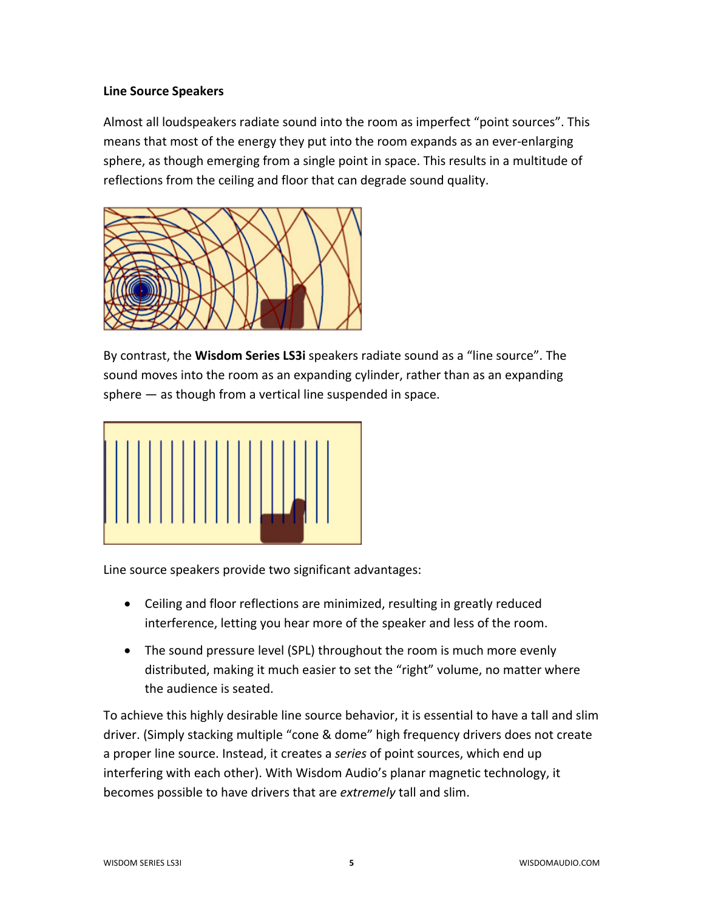**Line Source Speakers**

Almost all loudspeakers radiate sound into the room as imperfect "point sources". This means that most of the energy they put into the room expands as an ever-enlarging sphere, as though emerging from a single point in space. This results in a multitude of reflections from the ceiling and floor that can degrade sound quality.

By contrast, the **Wisdom Series LS3i** speakers radiate sound as a "line source". The sound moves into the room as an expanding cylinder, rather than as an expanding sphere — as though from a vertical line suspended in space.

Line source speakers provide two significant advantages:

- Ceiling and floor reflections are minimized, resulting in greatly reduced interference, letting you hear more of the speaker and less of the room.
- The sound pressure level (SPL) throughout the room is much more evenly distributed, making it much easier to set the "right" volume, no matter where the audience is seated.

To achieve this highly desirable line source behavior, it is essential to have a tall and slim driver. (Simply stacking multiple "cone & dome" high frequency drivers does not create a proper line source. Instead, it creates a *series* of point sources, which end up interfering with each other). With Wisdom Audio's planar magnetic technology, it becomes possible to have drivers that are *extremely* tall and slim.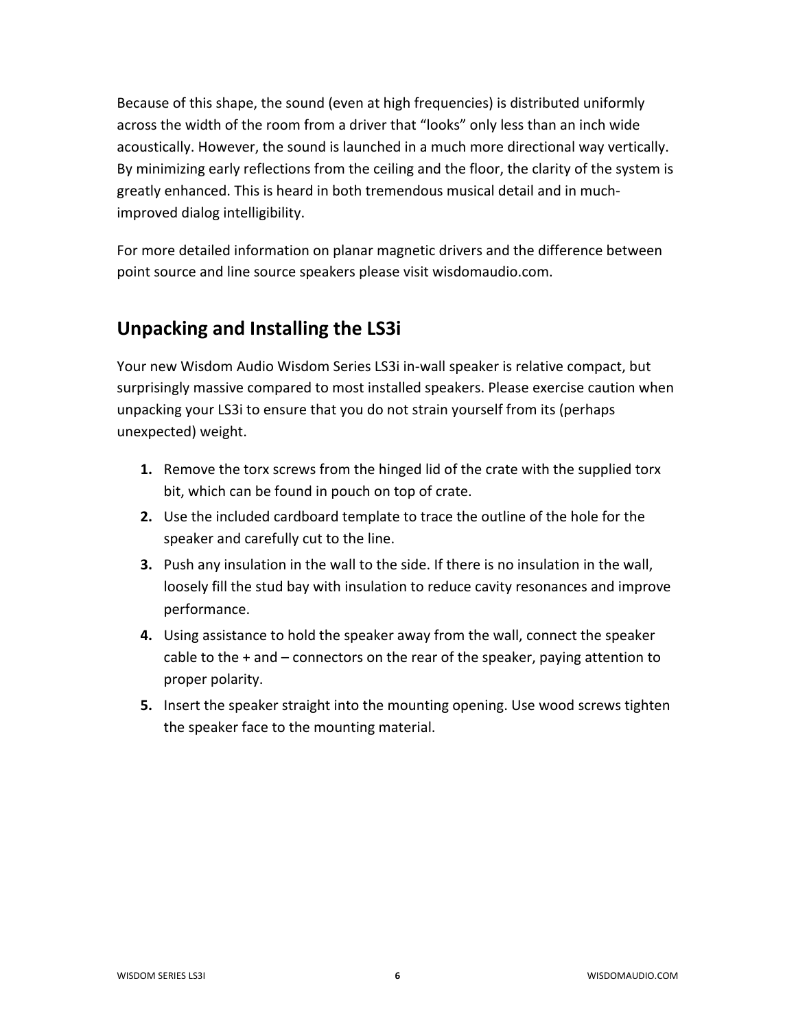Because of this shape, the sound (even at high frequencies) is distributed uniformly across the width of the room from a driver that "looks" only less than an inch wide acoustically. However, the sound is launched in a much more directional way vertically. By minimizing early reflections from the ceiling and the floor, the clarity of the system is greatly enhanced. This is heard in both tremendous musical detail and in much-improved dialog intelligibility.

For more detailed information on planar magnetic drivers and the difference between point source and line source speakers please visit wisdomaudio.com.

## Unpacking and Installing the LS3i

Your new Wisdom Audio Wisdom Series LS3i in-wall speaker is relative compact, but surprisingly massive compared to most installed speakers. Please exercise caution when unpacking your LS3i to ensure that you do not strain yourself from its (perhaps unexpected) weight.

1. Remove the torx screws from the hinged lid of the crate with the supplied torx bit, which can be found in pouch on top of crate.
2. Use the included cardboard template to trace the outline of the hole for the speaker and carefully cut to the line.
3. Push any insulation in the wall to the side. If there is no insulation in the wall, loosely fill the stud bay with insulation to reduce cavity resonances and improve performance.
4. Using assistance to hold the speaker away from the wall, connect the speaker cable to the + and – connectors on the rear of the speaker, paying attention to proper polarity.
5. Insert the speaker straight into the mounting opening. Use wood screws tighten the speaker face to the mounting material.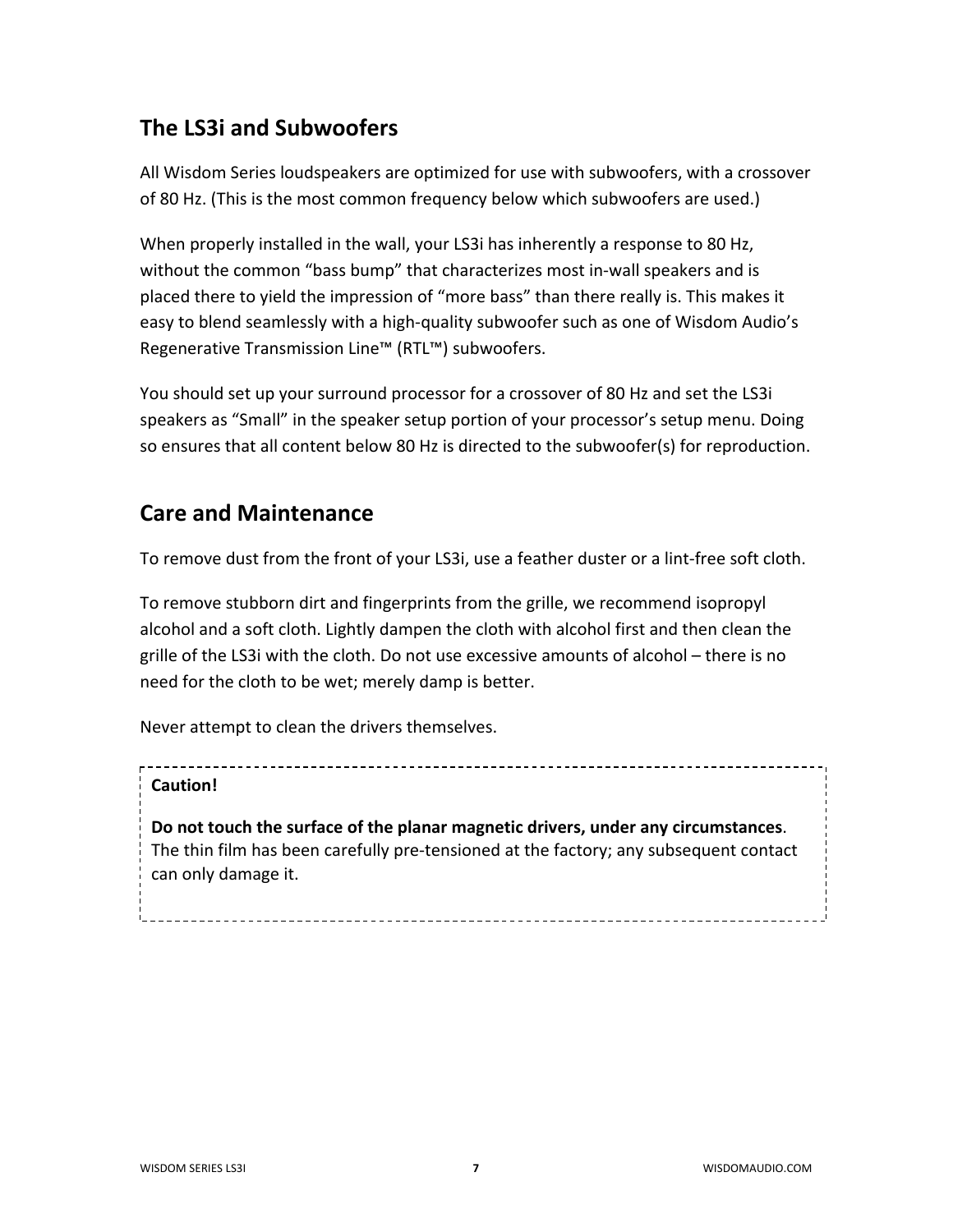## The LS3i and Subwoofers

All Wisdom Series loudspeakers are optimized for use with subwoofers, with a crossover of 80 Hz. (This is the most common frequency below which subwoofers are used.)

When properly installed in the wall, your LS3i has inherently a response to 80 Hz, without the common "bass bump" that characterizes most in-wall speakers and is placed there to yield the impression of "more bass" than there really is. This makes it easy to blend seamlessly with a high-quality subwoofer such as one of Wisdom Audio's Regenerative Transmission Line™ (RTL™) subwoofers.

You should set up your surround processor for a crossover of 80 Hz and set the LS3i speakers as "Small" in the speaker setup portion of your processor's setup menu. Doing so ensures that all content below 80 Hz is directed to the subwoofer(s) for reproduction.

## Care and Maintenance

To remove dust from the front of your LS3i, use a feather duster or a lint-free soft cloth.

To remove stubborn dirt and fingerprints from the grille, we recommend isopropyl alcohol and a soft cloth. Lightly dampen the cloth with alcohol first and then clean the grille of the LS3i with the cloth. Do not use excessive amounts of alcohol – there is no need for the cloth to be wet; merely damp is better.

Never attempt to clean the drivers themselves.

> **Caution!**
>
> **Do not touch the surface of the planar magnetic drivers, under any circumstances**. The thin film has been carefully pre-tensioned at the factory; any subsequent contact can only damage it.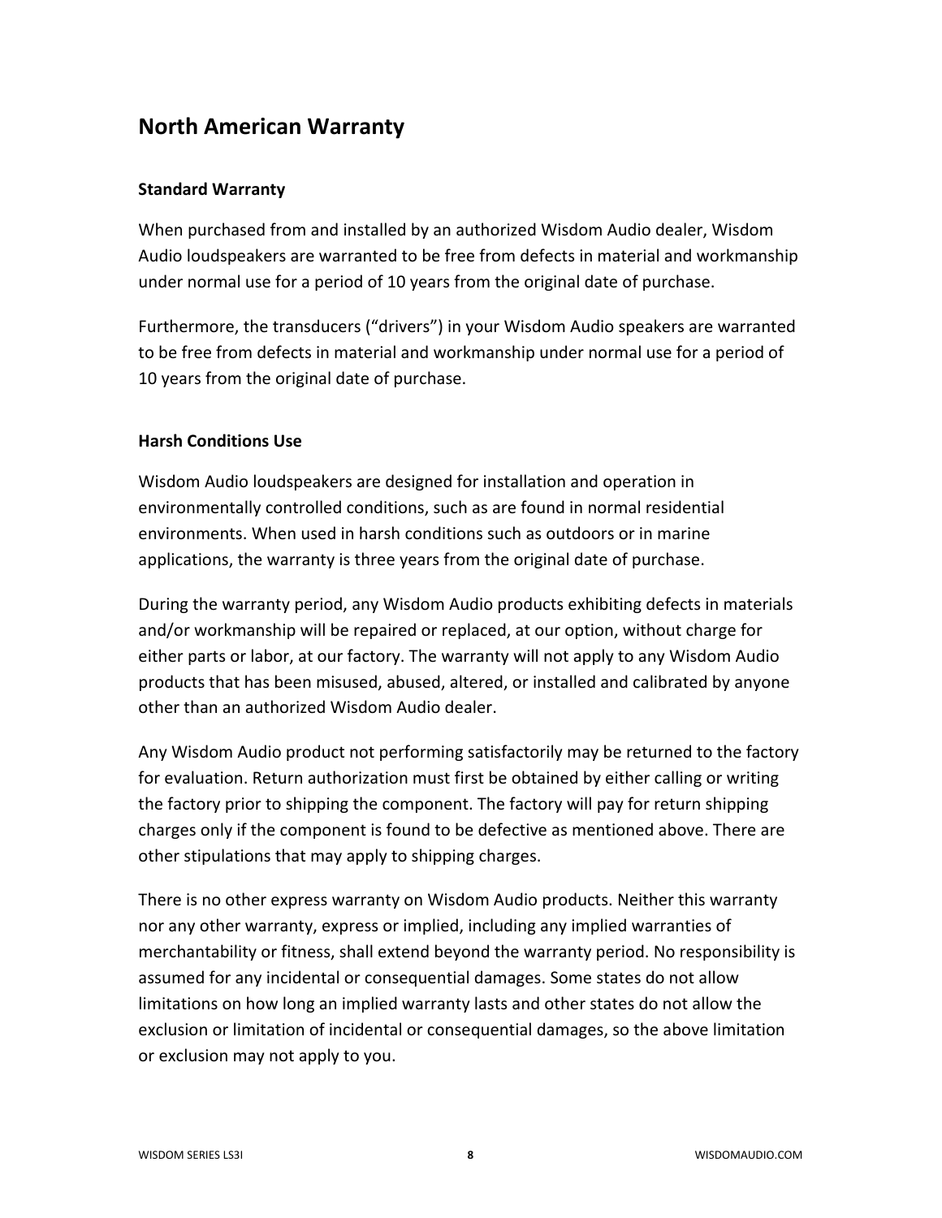# North American Warranty

### Standard Warranty

When purchased from and installed by an authorized Wisdom Audio dealer, Wisdom Audio loudspeakers are warranted to be free from defects in material and workmanship under normal use for a period of 10 years from the original date of purchase.

Furthermore, the transducers ("drivers") in your Wisdom Audio speakers are warranted to be free from defects in material and workmanship under normal use for a period of 10 years from the original date of purchase.

### Harsh Conditions Use

Wisdom Audio loudspeakers are designed for installation and operation in environmentally controlled conditions, such as are found in normal residential environments. When used in harsh conditions such as outdoors or in marine applications, the warranty is three years from the original date of purchase.

During the warranty period, any Wisdom Audio products exhibiting defects in materials and/or workmanship will be repaired or replaced, at our option, without charge for either parts or labor, at our factory. The warranty will not apply to any Wisdom Audio products that has been misused, abused, altered, or installed and calibrated by anyone other than an authorized Wisdom Audio dealer.

Any Wisdom Audio product not performing satisfactorily may be returned to the factory for evaluation. Return authorization must first be obtained by either calling or writing the factory prior to shipping the component. The factory will pay for return shipping charges only if the component is found to be defective as mentioned above. There are other stipulations that may apply to shipping charges.

There is no other express warranty on Wisdom Audio products. Neither this warranty nor any other warranty, express or implied, including any implied warranties of merchantability or fitness, shall extend beyond the warranty period. No responsibility is assumed for any incidental or consequential damages. Some states do not allow limitations on how long an implied warranty lasts and other states do not allow the exclusion or limitation of incidental or consequential damages, so the above limitation or exclusion may not apply to you.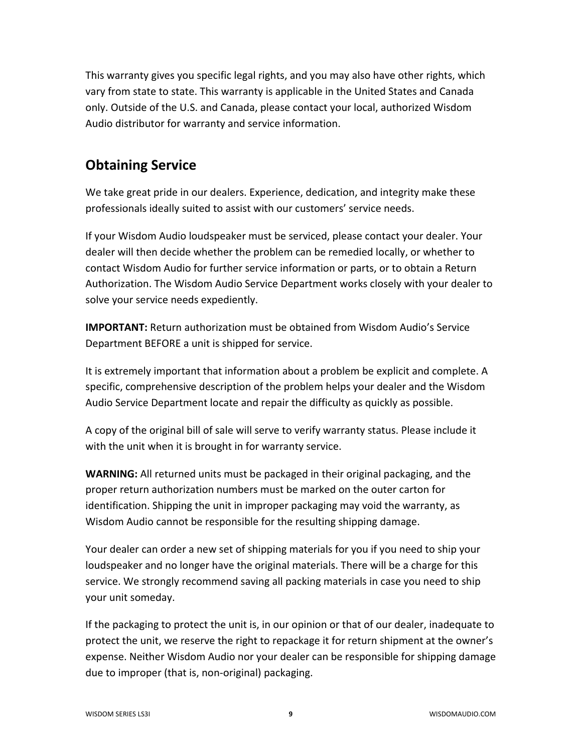This warranty gives you specific legal rights, and you may also have other rights, which vary from state to state. This warranty is applicable in the United States and Canada only. Outside of the U.S. and Canada, please contact your local, authorized Wisdom Audio distributor for warranty and service information.

## Obtaining Service

We take great pride in our dealers. Experience, dedication, and integrity make these professionals ideally suited to assist with our customers' service needs.

If your Wisdom Audio loudspeaker must be serviced, please contact your dealer. Your dealer will then decide whether the problem can be remedied locally, or whether to contact Wisdom Audio for further service information or parts, or to obtain a Return Authorization. The Wisdom Audio Service Department works closely with your dealer to solve your service needs expediently.

**IMPORTANT:** Return authorization must be obtained from Wisdom Audio's Service Department BEFORE a unit is shipped for service.

It is extremely important that information about a problem be explicit and complete. A specific, comprehensive description of the problem helps your dealer and the Wisdom Audio Service Department locate and repair the difficulty as quickly as possible.

A copy of the original bill of sale will serve to verify warranty status. Please include it with the unit when it is brought in for warranty service.

**WARNING:** All returned units must be packaged in their original packaging, and the proper return authorization numbers must be marked on the outer carton for identification. Shipping the unit in improper packaging may void the warranty, as Wisdom Audio cannot be responsible for the resulting shipping damage.

Your dealer can order a new set of shipping materials for you if you need to ship your loudspeaker and no longer have the original materials. There will be a charge for this service. We strongly recommend saving all packing materials in case you need to ship your unit someday.

If the packaging to protect the unit is, in our opinion or that of our dealer, inadequate to protect the unit, we reserve the right to repackage it for return shipment at the owner's expense. Neither Wisdom Audio nor your dealer can be responsible for shipping damage due to improper (that is, non-original) packaging.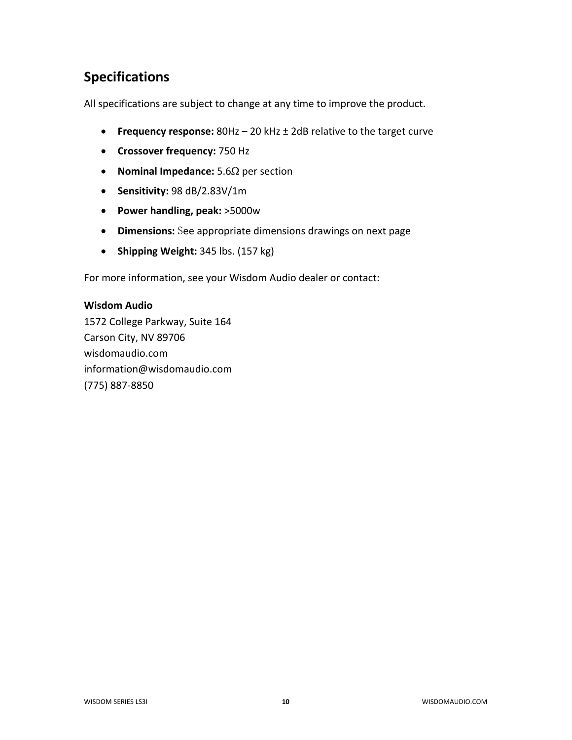## Specifications

All specifications are subject to change at any time to improve the product.

- **Frequency response:** 80Hz – 20 kHz ± 2dB relative to the target curve
- **Crossover frequency:** 750 Hz
- **Nominal Impedance:** 5.6Ω per section
- **Sensitivity:** 98 dB/2.83V/1m
- **Power handling, peak:** >5000w
- **Dimensions:** See appropriate dimensions drawings on next page
- **Shipping Weight:** 345 lbs. (157 kg)

For more information, see your Wisdom Audio dealer or contact:

**Wisdom Audio**
1572 College Parkway, Suite 164
Carson City, NV 89706
wisdomaudio.com
information@wisdomaudio.com
(775) 887-8850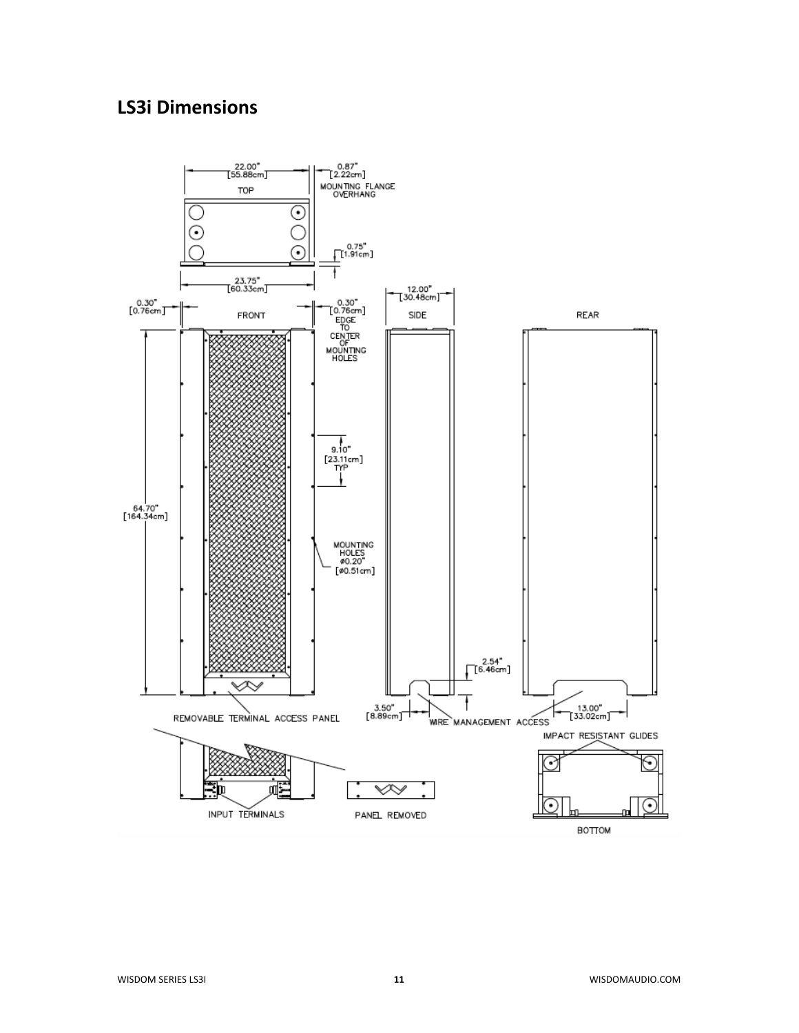## LS3i Dimensions

22.00" [55.88cm]

0.87" [2.22cm] MOUNTING FLANGE OVERHANG

TOP

0.75" [1.91cm]

23.75" [60.33cm]

0.30" [0.76cm]

FRONT

0.30" [0.76cm] EDGE TO CENTER OF MOUNTING HOLES

12.00" [30.48cm]

SIDE

REAR

9.10" [23.11cm] TYP

64.70" [164.34cm]

MOUNTING HOLES ⌀0.20" [⌀0.51cm]

2.54" [6.46cm]

3.50" [8.89cm]

13.00" [33.02cm]

REMOVABLE TERMINAL ACCESS PANEL

WIRE MANAGEMENT ACCESS

IMPACT RESISTANT GLIDES

INPUT TERMINALS

PANEL REMOVED

BOTTOM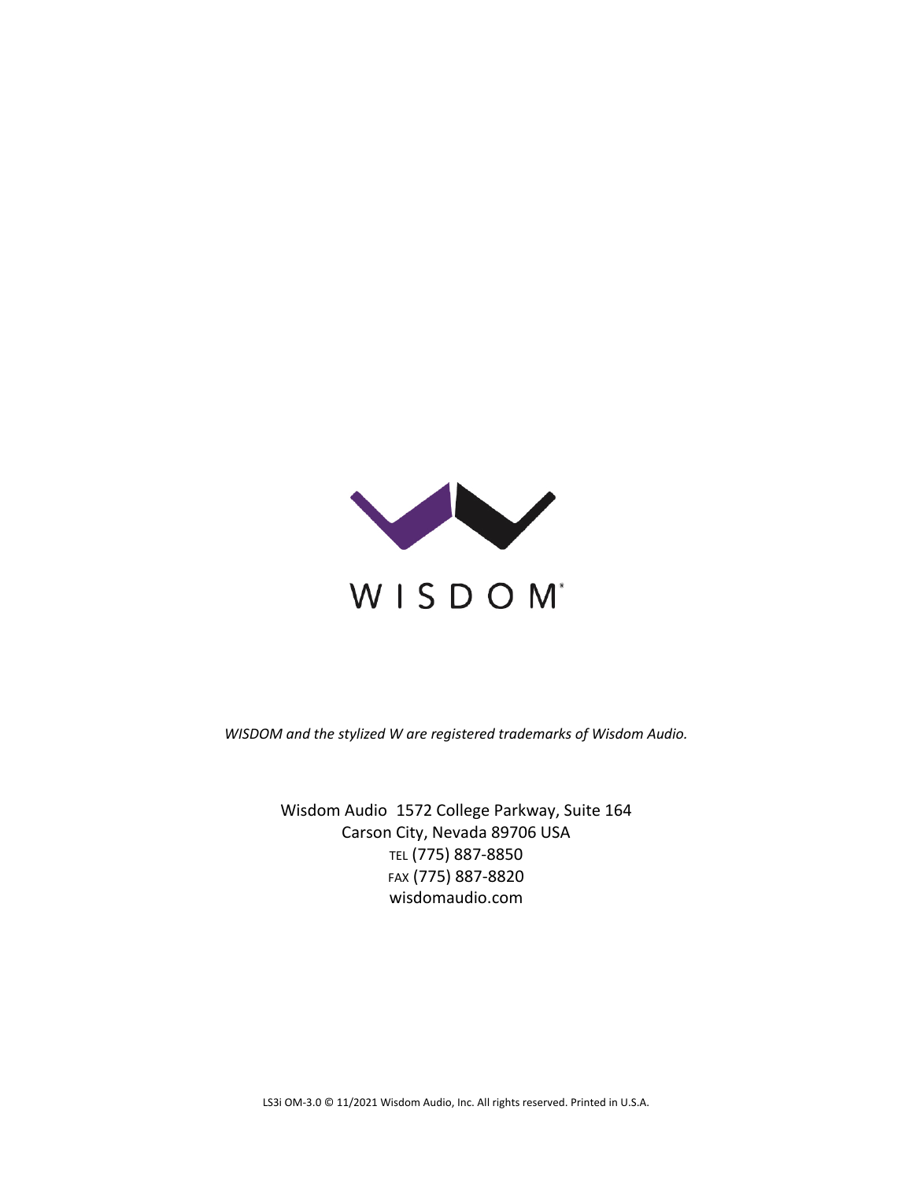WISDOM

*WISDOM and the stylized W are registered trademarks of Wisdom Audio.*

Wisdom Audio 1572 College Parkway, Suite 164
Carson City, Nevada 89706 USA
TEL (775) 887-8850
FAX (775) 887-8820
wisdomaudio.com

LS3i OM-3.0 © 11/2021 Wisdom Audio, Inc. All rights reserved. Printed in U.S.A.